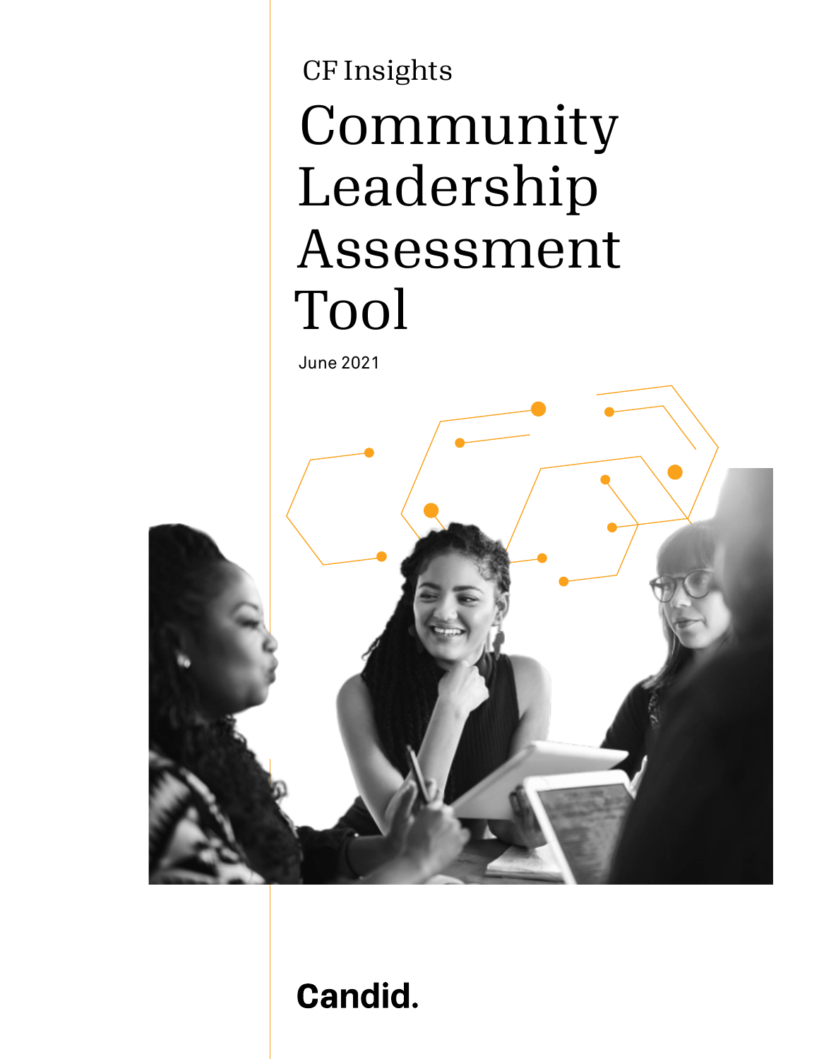CF Insights

# Community Leadership Assessment Tool

June 2021

Candid.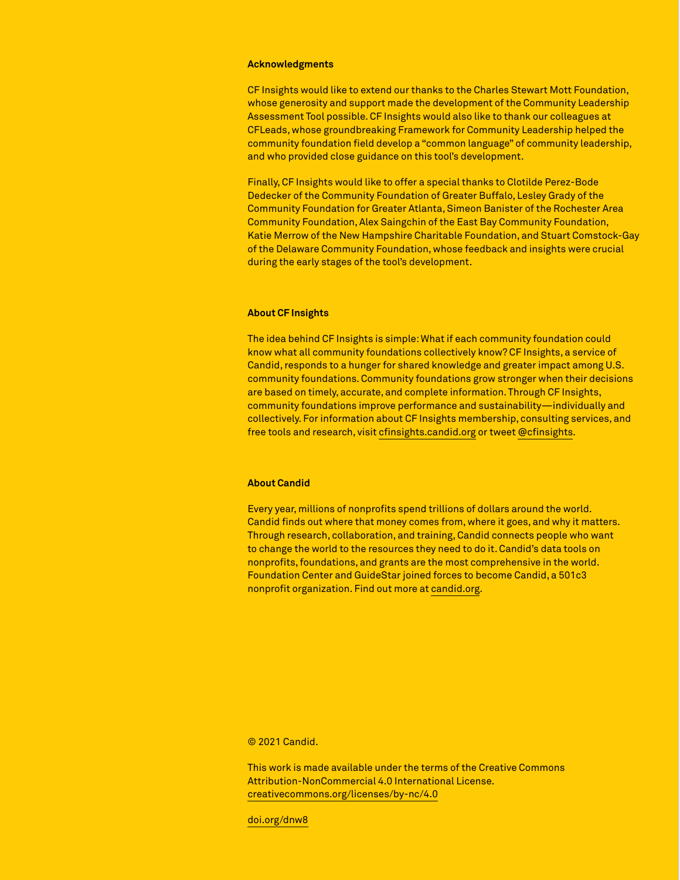## Acknowledgments

CF Insights would like to extend our thanks to the Charles Stewart Mott Foundation, whose generosity and support made the development of the Community Leadership Assessment Tool possible. CF Insights would also like to thank our colleagues at CFLeads, whose groundbreaking Framework for Community Leadership helped the community foundation field develop a "common language" of community leadership, and who provided close guidance on this tool's development.

Finally, CF Insights would like to offer a special thanks to Clotilde Perez-Bode Dedecker of the Community Foundation of Greater Buffalo, Lesley Grady of the Community Foundation for Greater Atlanta, Simeon Banister of the Rochester Area Community Foundation, Alex Saingchin of the East Bay Community Foundation, Katie Merrow of the New Hampshire Charitable Foundation, and Stuart Comstock-Gay of the Delaware Community Foundation, whose feedback and insights were crucial during the early stages of the tool's development.

## About CF Insights

The idea behind CF Insights is simple: What if each community foundation could know what all community foundations collectively know? CF Insights, a service of Candid, responds to a hunger for shared knowledge and greater impact among U.S. community foundations. Community foundations grow stronger when their decisions are based on timely, accurate, and complete information. Through CF Insights, community foundations improve performance and sustainability—individually and collectively. For information about CF Insights membership, consulting services, and free tools and research, visit cfinsights.candid.org or tweet @cfinsights.

## About Candid

Every year, millions of nonprofits spend trillions of dollars around the world. Candid finds out where that money comes from, where it goes, and why it matters. Through research, collaboration, and training, Candid connects people who want to change the world to the resources they need to do it. Candid's data tools on nonprofits, foundations, and grants are the most comprehensive in the world. Foundation Center and GuideStar joined forces to become Candid, a 501c3 nonprofit organization. Find out more at candid.org.

© 2021 Candid.

This work is made available under the terms of the Creative Commons Attribution-NonCommercial 4.0 International License. creativecommons.org/licenses/by-nc/4.0

doi.org/dnw8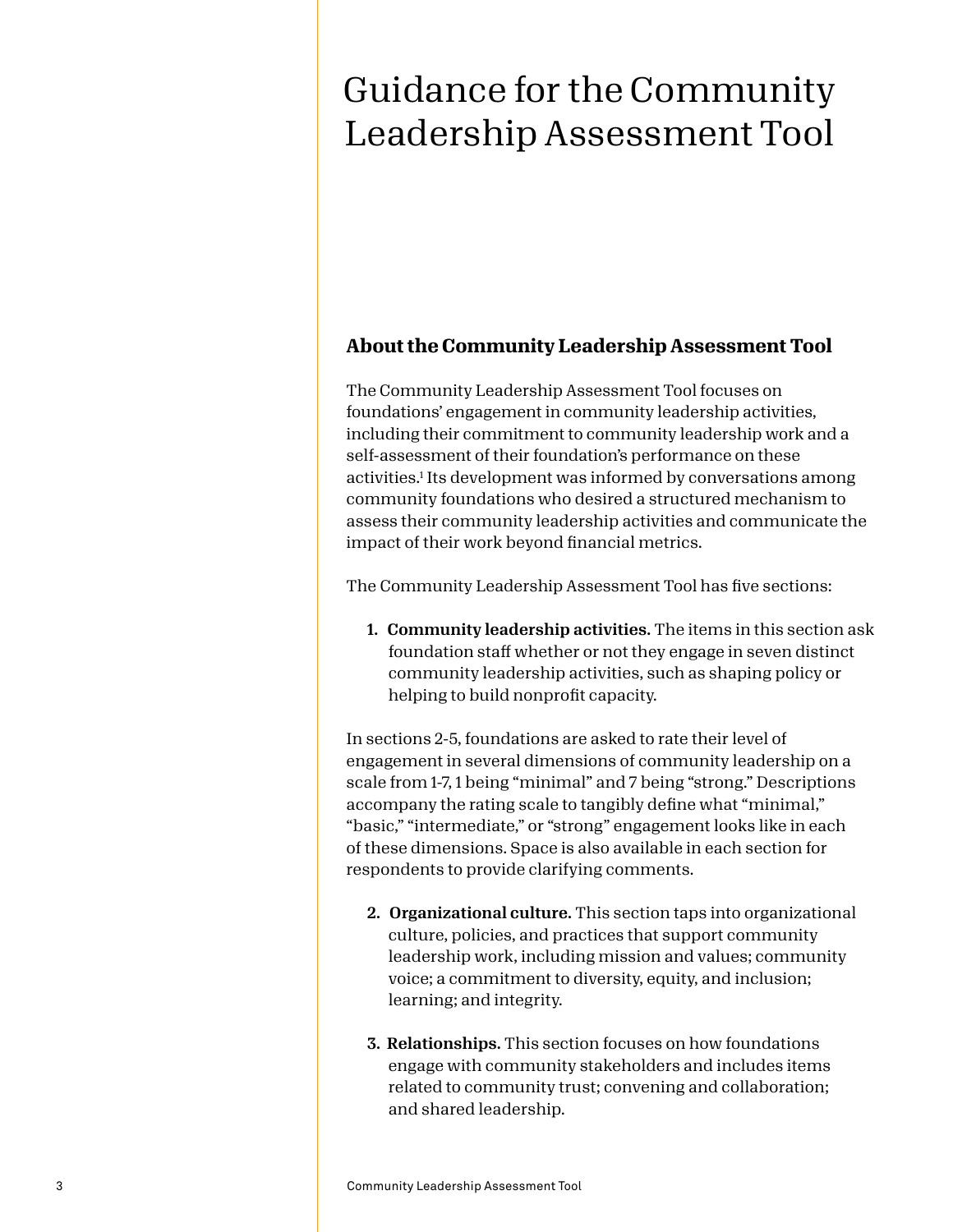# Guidance for the Community Leadership Assessment Tool

## About the Community Leadership Assessment Tool

The Community Leadership Assessment Tool focuses on foundations' engagement in community leadership activities, including their commitment to community leadership work and a self-assessment of their foundation's performance on these activities.[1] Its development was informed by conversations among community foundations who desired a structured mechanism to assess their community leadership activities and communicate the impact of their work beyond financial metrics.

The Community Leadership Assessment Tool has five sections:

1. **Community leadership activities.** The items in this section ask foundation staff whether or not they engage in seven distinct community leadership activities, such as shaping policy or helping to build nonprofit capacity.

In sections 2-5, foundations are asked to rate their level of engagement in several dimensions of community leadership on a scale from 1-7, 1 being "minimal" and 7 being "strong." Descriptions accompany the rating scale to tangibly define what "minimal," "basic," "intermediate," or "strong" engagement looks like in each of these dimensions. Space is also available in each section for respondents to provide clarifying comments.

2. **Organizational culture.** This section taps into organizational culture, policies, and practices that support community leadership work, including mission and values; community voice; a commitment to diversity, equity, and inclusion; learning; and integrity.

3. **Relationships.** This section focuses on how foundations engage with community stakeholders and includes items related to community trust; convening and collaboration; and shared leadership.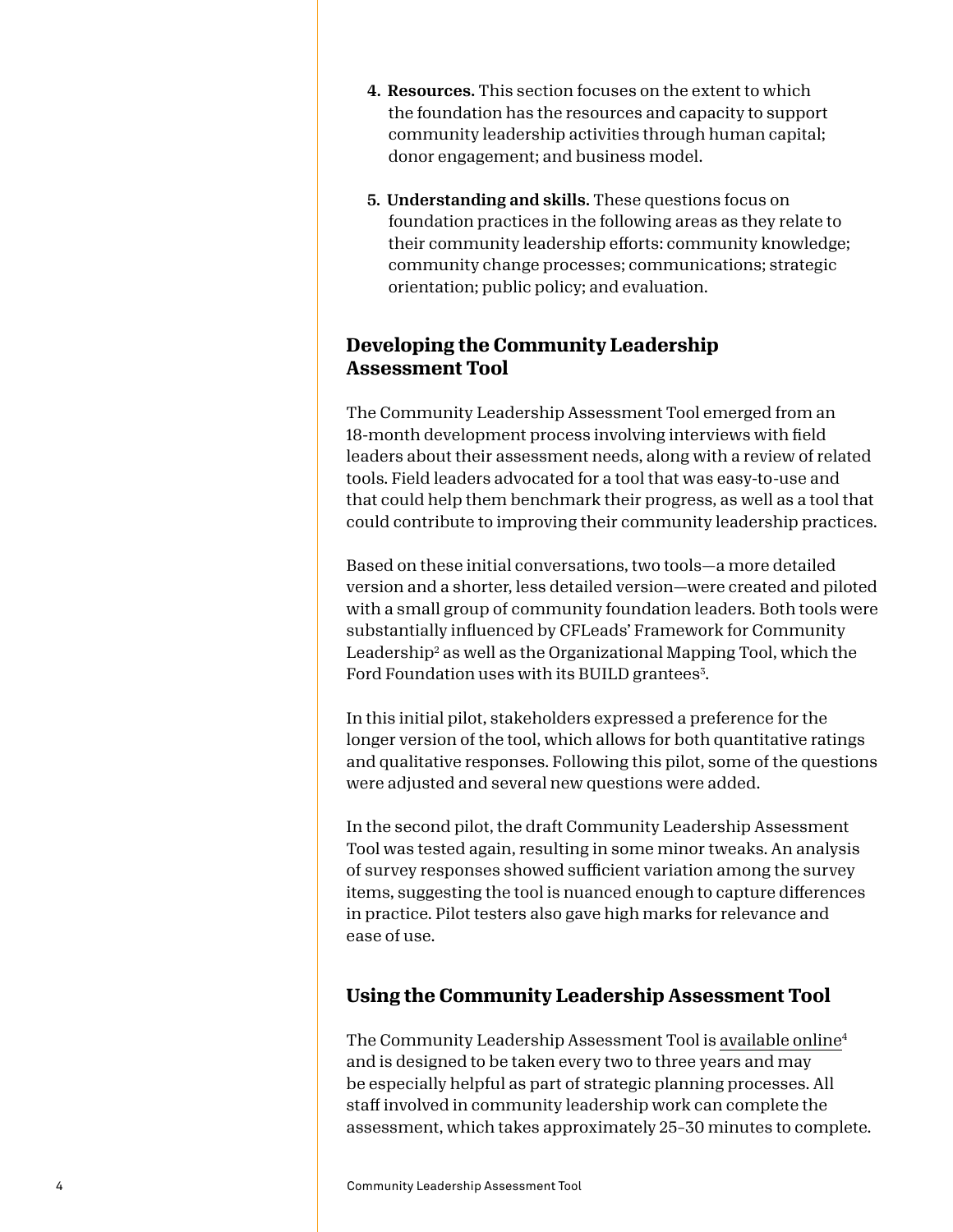4. **Resources.** This section focuses on the extent to which the foundation has the resources and capacity to support community leadership activities through human capital; donor engagement; and business model.

5. **Understanding and skills.** These questions focus on foundation practices in the following areas as they relate to their community leadership efforts: community knowledge; community change processes; communications; strategic orientation; public policy; and evaluation.

## Developing the Community Leadership Assessment Tool

The Community Leadership Assessment Tool emerged from an 18-month development process involving interviews with field leaders about their assessment needs, along with a review of related tools. Field leaders advocated for a tool that was easy-to-use and that could help them benchmark their progress, as well as a tool that could contribute to improving their community leadership practices.

Based on these initial conversations, two tools—a more detailed version and a shorter, less detailed version—were created and piloted with a small group of community foundation leaders. Both tools were substantially influenced by CFLeads' Framework for Community Leadership[2] as well as the Organizational Mapping Tool, which the Ford Foundation uses with its BUILD grantees[3].

In this initial pilot, stakeholders expressed a preference for the longer version of the tool, which allows for both quantitative ratings and qualitative responses. Following this pilot, some of the questions were adjusted and several new questions were added.

In the second pilot, the draft Community Leadership Assessment Tool was tested again, resulting in some minor tweaks. An analysis of survey responses showed sufficient variation among the survey items, suggesting the tool is nuanced enough to capture differences in practice. Pilot testers also gave high marks for relevance and ease of use.

## Using the Community Leadership Assessment Tool

The Community Leadership Assessment Tool is available online[4] and is designed to be taken every two to three years and may be especially helpful as part of strategic planning processes. All staff involved in community leadership work can complete the assessment, which takes approximately 25–30 minutes to complete.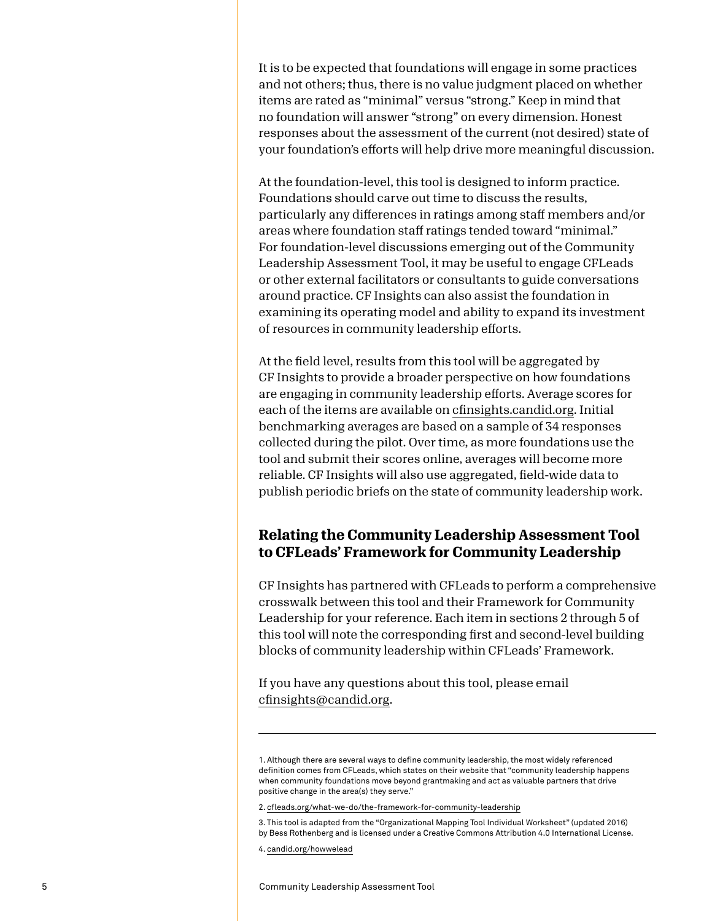It is to be expected that foundations will engage in some practices and not others; thus, there is no value judgment placed on whether items are rated as "minimal" versus "strong." Keep in mind that no foundation will answer "strong" on every dimension. Honest responses about the assessment of the current (not desired) state of your foundation's efforts will help drive more meaningful discussion.

At the foundation-level, this tool is designed to inform practice. Foundations should carve out time to discuss the results, particularly any differences in ratings among staff members and/or areas where foundation staff ratings tended toward "minimal." For foundation-level discussions emerging out of the Community Leadership Assessment Tool, it may be useful to engage CFLeads or other external facilitators or consultants to guide conversations around practice. CF Insights can also assist the foundation in examining its operating model and ability to expand its investment of resources in community leadership efforts.

At the field level, results from this tool will be aggregated by CF Insights to provide a broader perspective on how foundations are engaging in community leadership efforts. Average scores for each of the items are available on cfinsights.candid.org. Initial benchmarking averages are based on a sample of 34 responses collected during the pilot. Over time, as more foundations use the tool and submit their scores online, averages will become more reliable. CF Insights will also use aggregated, field-wide data to publish periodic briefs on the state of community leadership work.

## Relating the Community Leadership Assessment Tool to CFLeads' Framework for Community Leadership

CF Insights has partnered with CFLeads to perform a comprehensive crosswalk between this tool and their Framework for Community Leadership for your reference. Each item in sections 2 through 5 of this tool will note the corresponding first and second-level building blocks of community leadership within CFLeads' Framework.

If you have any questions about this tool, please email cfinsights@candid.org.

---

1. Although there are several ways to define community leadership, the most widely referenced definition comes from CFLeads, which states on their website that "community leadership happens when community foundations move beyond grantmaking and act as valuable partners that drive positive change in the area(s) they serve."

2. cfleads.org/what-we-do/the-framework-for-community-leadership

3. This tool is adapted from the "Organizational Mapping Tool Individual Worksheet" (updated 2016) by Bess Rothenberg and is licensed under a Creative Commons Attribution 4.0 International License.

4. candid.org/howwelead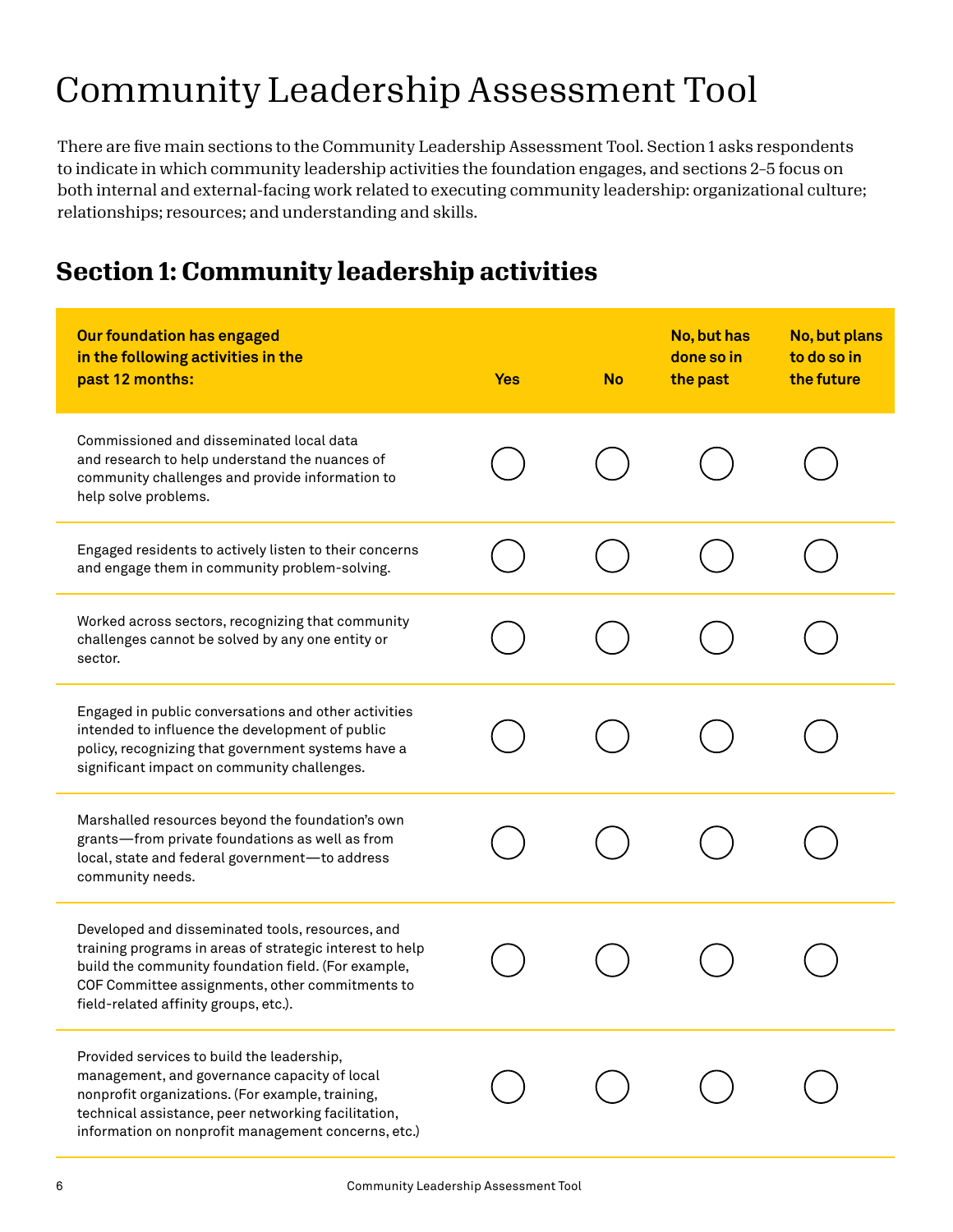# Community Leadership Assessment Tool

There are five main sections to the Community Leadership Assessment Tool. Section 1 asks respondents to indicate in which community leadership activities the foundation engages, and sections 2–5 focus on both internal and external-facing work related to executing community leadership: organizational culture; relationships; resources; and understanding and skills.

## Section 1: Community leadership activities

| Our foundation has engaged in the following activities in the past 12 months: | Yes | No | No, but has done so in the past | No, but plans to do so in the future |
|---|---|---|---|---|
| Commissioned and disseminated local data and research to help understand the nuances of community challenges and provide information to help solve problems. | ◯ | ◯ | ◯ | ◯ |
| Engaged residents to actively listen to their concerns and engage them in community problem-solving. | ◯ | ◯ | ◯ | ◯ |
| Worked across sectors, recognizing that community challenges cannot be solved by any one entity or sector. | ◯ | ◯ | ◯ | ◯ |
| Engaged in public conversations and other activities intended to influence the development of public policy, recognizing that government systems have a significant impact on community challenges. | ◯ | ◯ | ◯ | ◯ |
| Marshalled resources beyond the foundation's own grants—from private foundations as well as from local, state and federal government—to address community needs. | ◯ | ◯ | ◯ | ◯ |
| Developed and disseminated tools, resources, and training programs in areas of strategic interest to help build the community foundation field. (For example, COF Committee assignments, other commitments to field-related affinity groups, etc.). | ◯ | ◯ | ◯ | ◯ |
| Provided services to build the leadership, management, and governance capacity of local nonprofit organizations. (For example, training, technical assistance, peer networking facilitation, information on nonprofit management concerns, etc.) | ◯ | ◯ | ◯ | ◯ |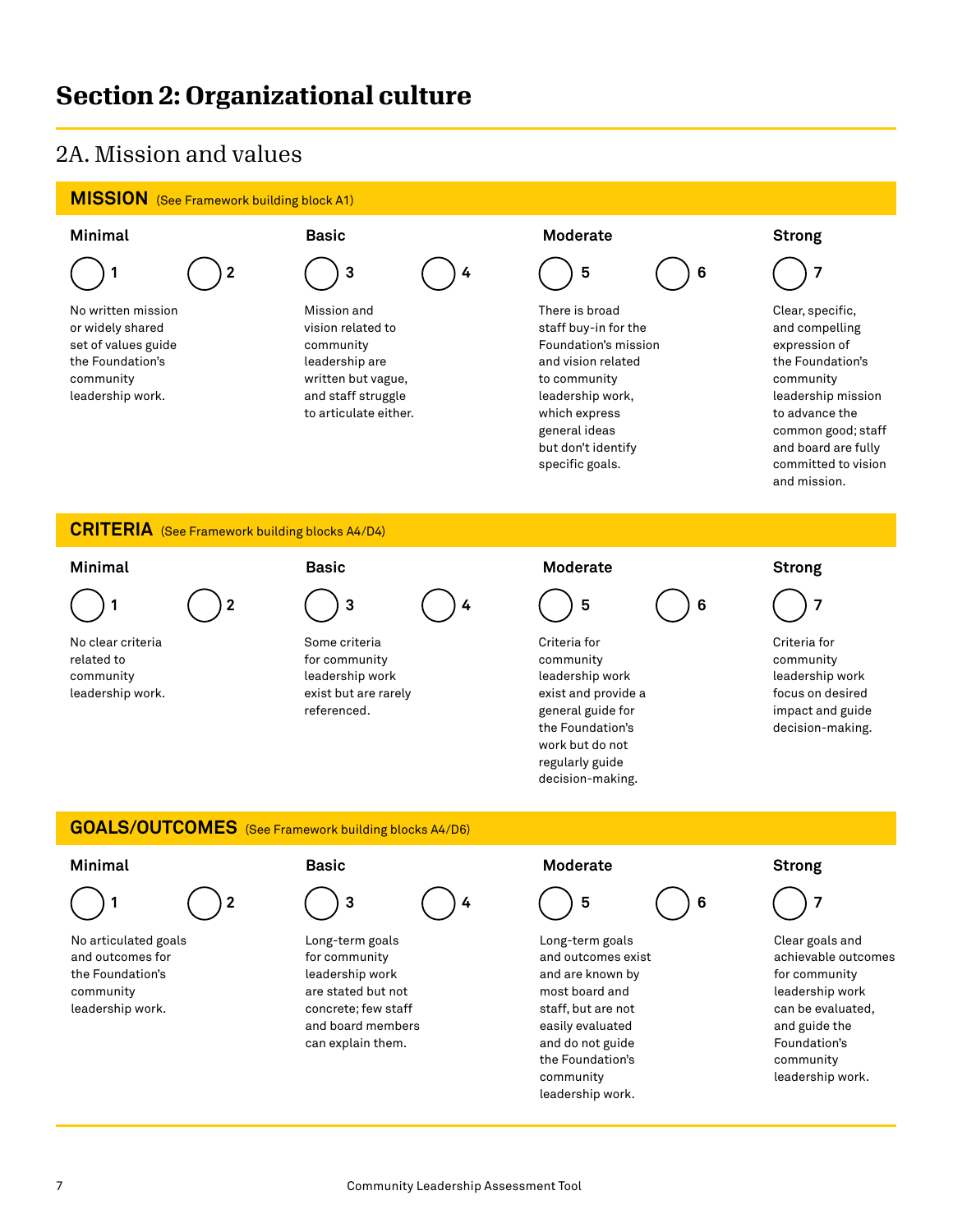# Section 2: Organizational culture

## 2A. Mission and values

### MISSION (See Framework building block A1)

| Minimal | | Basic | | Moderate | | Strong |
|---|---|---|---|---|---|---|
| ◯ 1 | ◯ 2 | ◯ 3 | ◯ 4 | ◯ 5 | ◯ 6 | ◯ 7 |
| No written mission or widely shared set of values guide the Foundation's community leadership work. | | Mission and vision related to community leadership are written but vague, and staff struggle to articulate either. | | There is broad staff buy-in for the Foundation's mission and vision related to community leadership work, which express general ideas but don't identify specific goals. | | Clear, specific, and compelling expression of the Foundation's community leadership mission to advance the common good; staff and board are fully committed to vision and mission. |

### CRITERIA (See Framework building blocks A4/D4)

| Minimal | | Basic | | Moderate | | Strong |
|---|---|---|---|---|---|---|
| ◯ 1 | ◯ 2 | ◯ 3 | ◯ 4 | ◯ 5 | ◯ 6 | ◯ 7 |
| No clear criteria related to community leadership work. | | Some criteria for community leadership work exist but are rarely referenced. | | Criteria for community leadership work exist and provide a general guide for the Foundation's work but do not regularly guide decision-making. | | Criteria for community leadership work focus on desired impact and guide decision-making. |

### GOALS/OUTCOMES (See Framework building blocks A4/D6)

| Minimal | | Basic | | Moderate | | Strong |
|---|---|---|---|---|---|---|
| ◯ 1 | ◯ 2 | ◯ 3 | ◯ 4 | ◯ 5 | ◯ 6 | ◯ 7 |
| No articulated goals and outcomes for the Foundation's community leadership work. | | Long-term goals for community leadership work are stated but not concrete; few staff and board members can explain them. | | Long-term goals and outcomes exist and are known by most board and staff, but are not easily evaluated and do not guide the Foundation's community leadership work. | | Clear goals and achievable outcomes for community leadership work can be evaluated, and guide the Foundation's community leadership work. |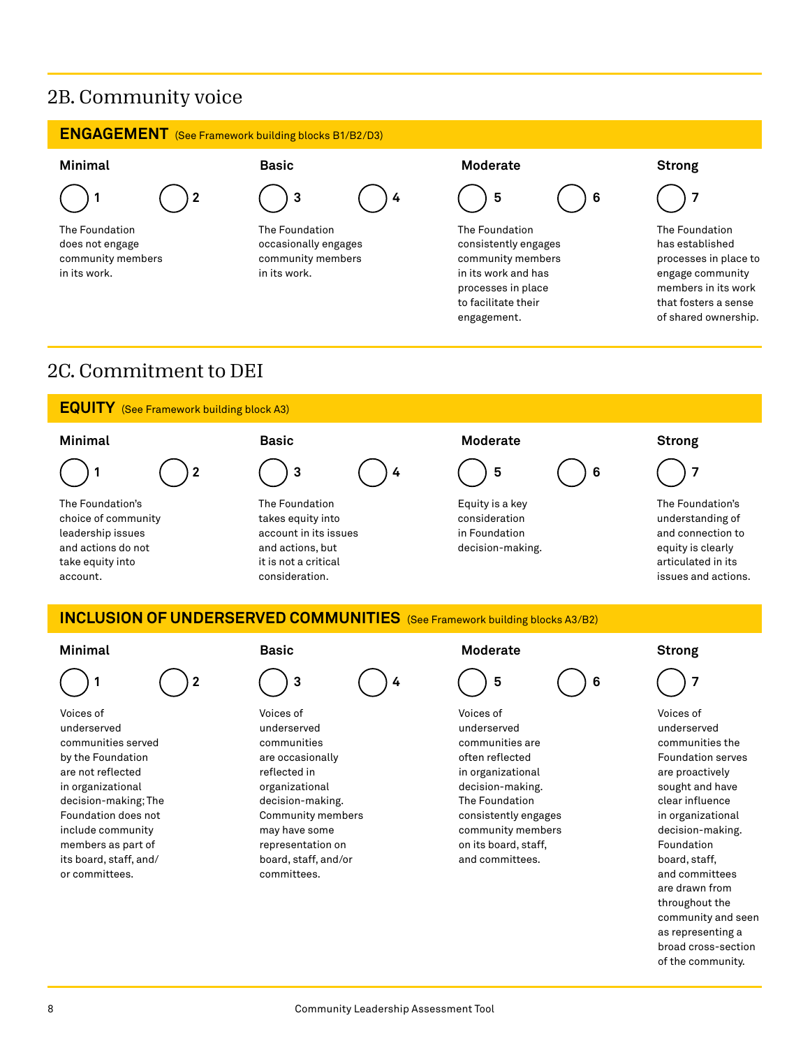## 2B. Community voice

### ENGAGEMENT (See Framework building blocks B1/B2/D3)

| Minimal | | Basic | | Moderate | | Strong |
|---|---|---|---|---|---|---|
| ◯ 1 | ◯ 2 | ◯ 3 | ◯ 4 | ◯ 5 | ◯ 6 | ◯ 7 |
| The Foundation does not engage community members in its work. | | The Foundation occasionally engages community members in its work. | | The Foundation consistently engages community members in its work and has processes in place to facilitate their engagement. | | The Foundation has established processes in place to engage community members in its work that fosters a sense of shared ownership. |

## 2C. Commitment to DEI

### EQUITY (See Framework building block A3)

| Minimal | | Basic | | Moderate | | Strong |
|---|---|---|---|---|---|---|
| ◯ 1 | ◯ 2 | ◯ 3 | ◯ 4 | ◯ 5 | ◯ 6 | ◯ 7 |
| The Foundation's choice of community leadership issues and actions do not take equity into account. | | The Foundation takes equity into account in its issues and actions, but it is not a critical consideration. | | Equity is a key consideration in Foundation decision-making. | | The Foundation's understanding of and connection to equity is clearly articulated in its issues and actions. |

### INCLUSION OF UNDERSERVED COMMUNITIES (See Framework building blocks A3/B2)

| Minimal | | Basic | | Moderate | | Strong |
|---|---|---|---|---|---|---|
| ◯ 1 | ◯ 2 | ◯ 3 | ◯ 4 | ◯ 5 | ◯ 6 | ◯ 7 |
| Voices of underserved communities served by the Foundation are not reflected in organizational decision-making; The Foundation does not include community members as part of its board, staff, and/ or committees. | | Voices of underserved communities are occasionally reflected in organizational decision-making. Community members may have some representation on board, staff, and/or committees. | | Voices of underserved communities are often reflected in organizational decision-making. The Foundation consistently engages community members on its board, staff, and committees. | | Voices of underserved communities the Foundation serves are proactively sought and have clear influence in organizational decision-making. Foundation board, staff, and committees are drawn from throughout the community and seen as representing a broad cross-section of the community. |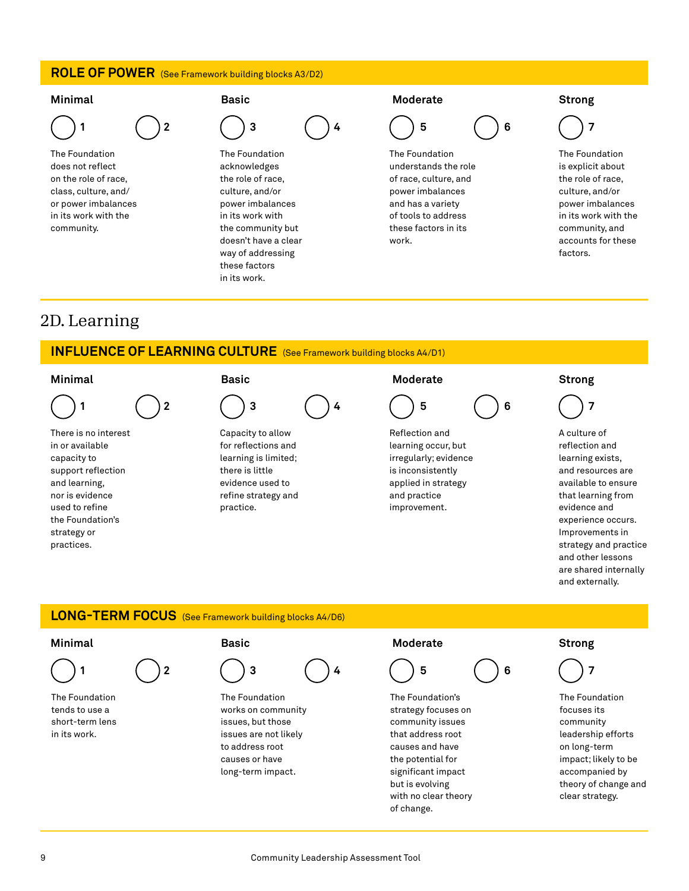**ROLE OF POWER** (See Framework building blocks A3/D2)

| Minimal | | Basic | | Moderate | | Strong |
|---|---|---|---|---|---|---|
| ◯ 1 | ◯ 2 | ◯ 3 | ◯ 4 | ◯ 5 | ◯ 6 | ◯ 7 |
| The Foundation does not reflect on the role of race, class, culture, and/or power imbalances in its work with the community. | | The Foundation acknowledges the role of race, culture, and/or power imbalances in its work with the community but doesn't have a clear way of addressing these factors in its work. | | The Foundation understands the role of race, culture, and power imbalances and has a variety of tools to address these factors in its work. | | The Foundation is explicit about the role of race, culture, and/or power imbalances in its work with the community, and accounts for these factors. |

## 2D. Learning

**INFLUENCE OF LEARNING CULTURE** (See Framework building blocks A4/D1)

| Minimal | | Basic | | Moderate | | Strong |
|---|---|---|---|---|---|---|
| ◯ 1 | ◯ 2 | ◯ 3 | ◯ 4 | ◯ 5 | ◯ 6 | ◯ 7 |
| There is no interest in or available capacity to support reflection and learning, nor is evidence used to refine the Foundation's strategy or practices. | | Capacity to allow for reflections and learning is limited; there is little evidence used to refine strategy and practice. | | Reflection and learning occur, but irregularly; evidence is inconsistently applied in strategy and practice improvement. | | A culture of reflection and learning exists, and resources are available to ensure that learning from evidence and experience occurs. Improvements in strategy and practice and other lessons are shared internally and externally. |

**LONG-TERM FOCUS** (See Framework building blocks A4/D6)

| Minimal | | Basic | | Moderate | | Strong |
|---|---|---|---|---|---|---|
| ◯ 1 | ◯ 2 | ◯ 3 | ◯ 4 | ◯ 5 | ◯ 6 | ◯ 7 |
| The Foundation tends to use a short-term lens in its work. | | The Foundation works on community issues, but those issues are not likely to address root causes or have long-term impact. | | The Foundation's strategy focuses on community issues that address root causes and have the potential for significant impact but is evolving with no clear theory of change. | | The Foundation focuses its community leadership efforts on long-term impact; likely to be accompanied by theory of change and clear strategy. |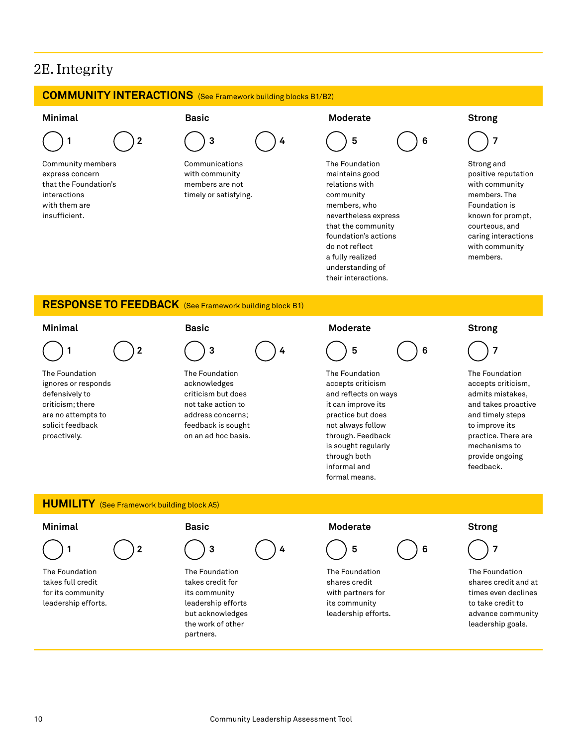## 2E. Integrity

### COMMUNITY INTERACTIONS (See Framework building blocks B1/B2)

| Minimal | | Basic | | Moderate | | Strong |
|---|---|---|---|---|---|---|
| ◯ 1 | ◯ 2 | ◯ 3 | ◯ 4 | ◯ 5 | ◯ 6 | ◯ 7 |
| Community members express concern that the Foundation's interactions with them are insufficient. | | Communications with community members are not timely or satisfying. | | The Foundation maintains good relations with community members, who nevertheless express that the community foundation's actions do not reflect a fully realized understanding of their interactions. | | Strong and positive reputation with community members. The Foundation is known for prompt, courteous, and caring interactions with community members. |

### RESPONSE TO FEEDBACK (See Framework building block B1)

| Minimal | | Basic | | Moderate | | Strong |
|---|---|---|---|---|---|---|
| ◯ 1 | ◯ 2 | ◯ 3 | ◯ 4 | ◯ 5 | ◯ 6 | ◯ 7 |
| The Foundation ignores or responds defensively to criticism; there are no attempts to solicit feedback proactively. | | The Foundation acknowledges criticism but does not take action to address concerns; feedback is sought on an ad hoc basis. | | The Foundation accepts criticism and reflects on ways it can improve its practice but does not always follow through. Feedback is sought regularly through both informal and formal means. | | The Foundation accepts criticism, admits mistakes, and takes proactive and timely steps to improve its practice. There are mechanisms to provide ongoing feedback. |

### HUMILITY (See Framework building block A5)

| Minimal | | Basic | | Moderate | | Strong |
|---|---|---|---|---|---|---|
| ◯ 1 | ◯ 2 | ◯ 3 | ◯ 4 | ◯ 5 | ◯ 6 | ◯ 7 |
| The Foundation takes full credit for its community leadership efforts. | | The Foundation takes credit for its community leadership efforts but acknowledges the work of other partners. | | The Foundation shares credit with partners for its community leadership efforts. | | The Foundation shares credit and at times even declines to take credit to advance community leadership goals. |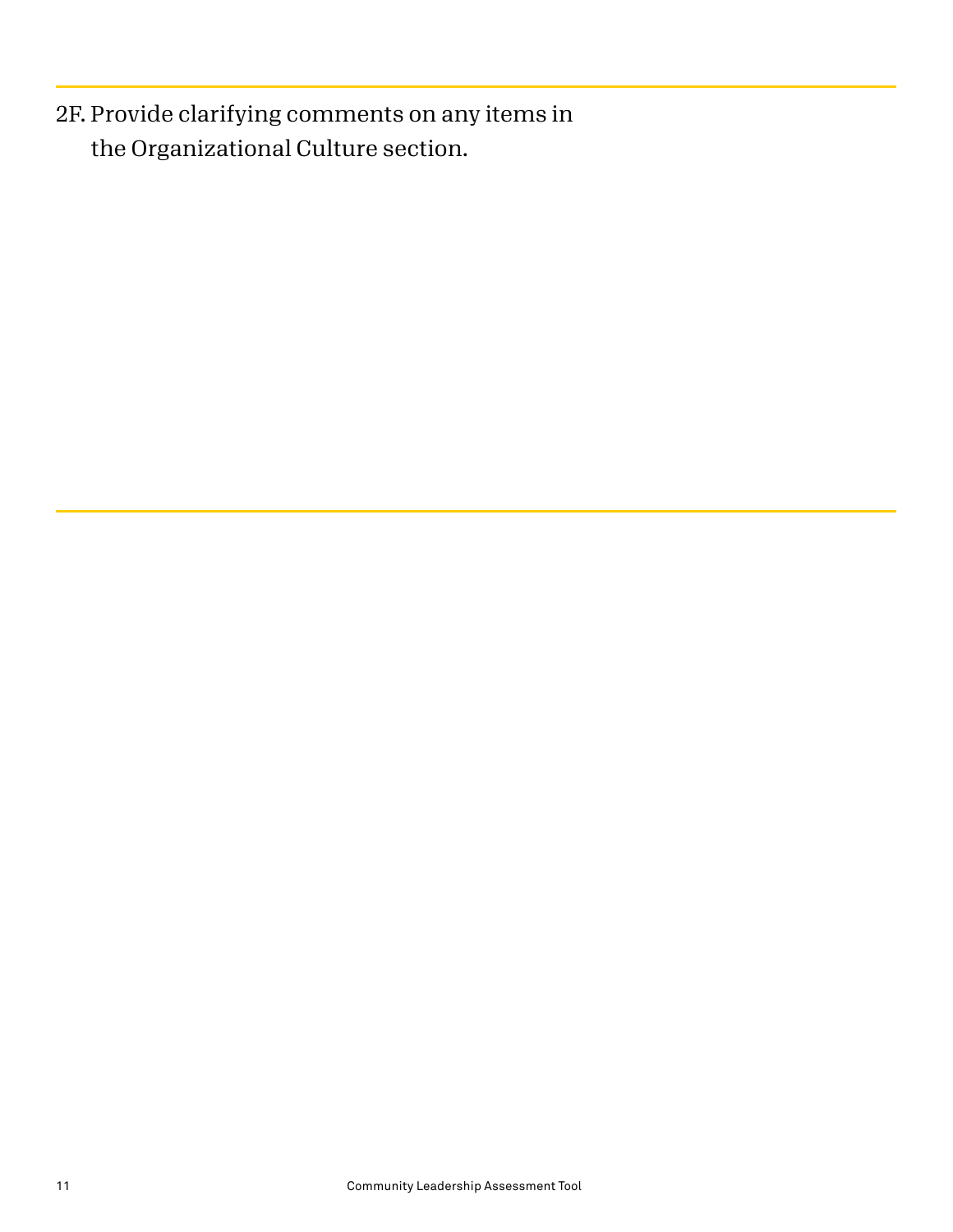2F. Provide clarifying comments on any items in the Organizational Culture section.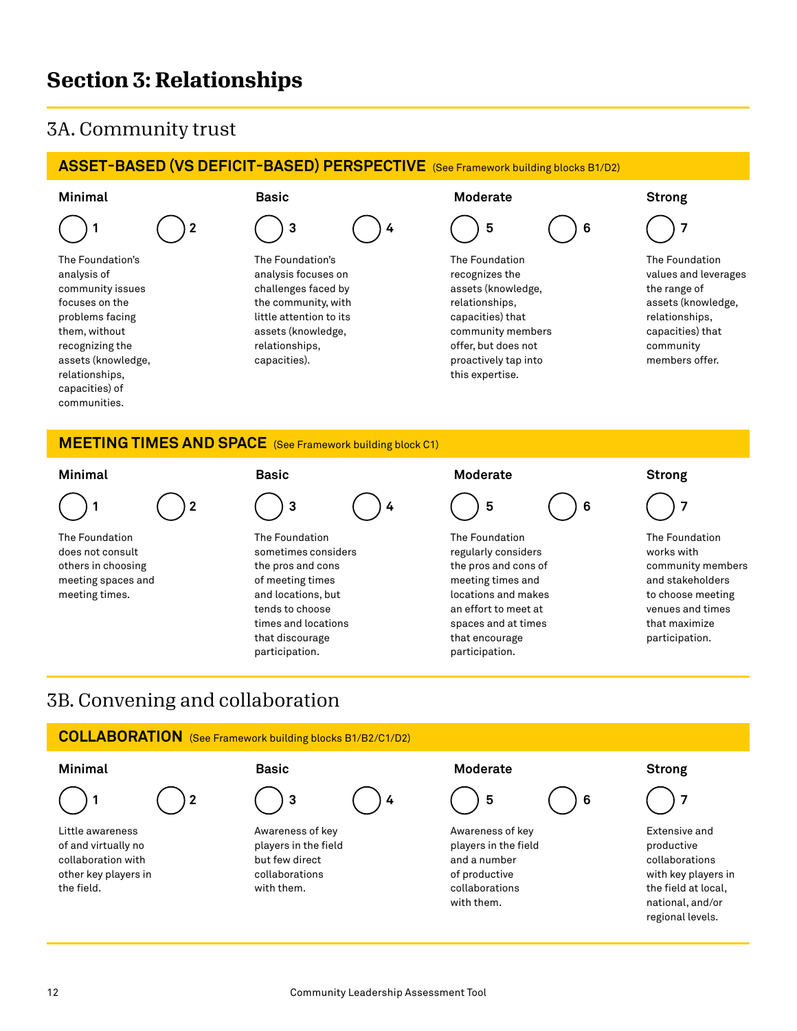# Section 3: Relationships

## 3A. Community trust

### ASSET-BASED (VS DEFICIT-BASED) PERSPECTIVE (See Framework building blocks B1/D2)

| Minimal | | Basic | | Moderate | | Strong |
|---|---|---|---|---|---|---|
| 1 | 2 | 3 | 4 | 5 | 6 | 7 |
| The Foundation's analysis of community issues focuses on the problems facing them, without recognizing the assets (knowledge, relationships, capacities) of communities. | | The Foundation's analysis focuses on challenges faced by the community, with little attention to its assets (knowledge, relationships, capacities). | | The Foundation recognizes the assets (knowledge, relationships, capacities) that community members offer, but does not proactively tap into this expertise. | | The Foundation values and leverages the range of assets (knowledge, relationships, capacities) that community members offer. |

### MEETING TIMES AND SPACE (See Framework building block C1)

| Minimal | | Basic | | Moderate | | Strong |
|---|---|---|---|---|---|---|
| 1 | 2 | 3 | 4 | 5 | 6 | 7 |
| The Foundation does not consult others in choosing meeting spaces and meeting times. | | The Foundation sometimes considers the pros and cons of meeting times and locations, but tends to choose times and locations that discourage participation. | | The Foundation regularly considers the pros and cons of meeting times and locations and makes an effort to meet at spaces and at times that encourage participation. | | The Foundation works with community members and stakeholders to choose meeting venues and times that maximize participation. |

## 3B. Convening and collaboration

### COLLABORATION (See Framework building blocks B1/B2/C1/D2)

| Minimal | | Basic | | Moderate | | Strong |
|---|---|---|---|---|---|---|
| 1 | 2 | 3 | 4 | 5 | 6 | 7 |
| Little awareness of and virtually no collaboration with other key players in the field. | | Awareness of key players in the field but few direct collaborations with them. | | Awareness of key players in the field and a number of productive collaborations with them. | | Extensive and productive collaborations with key players in the field at local, national, and/or regional levels. |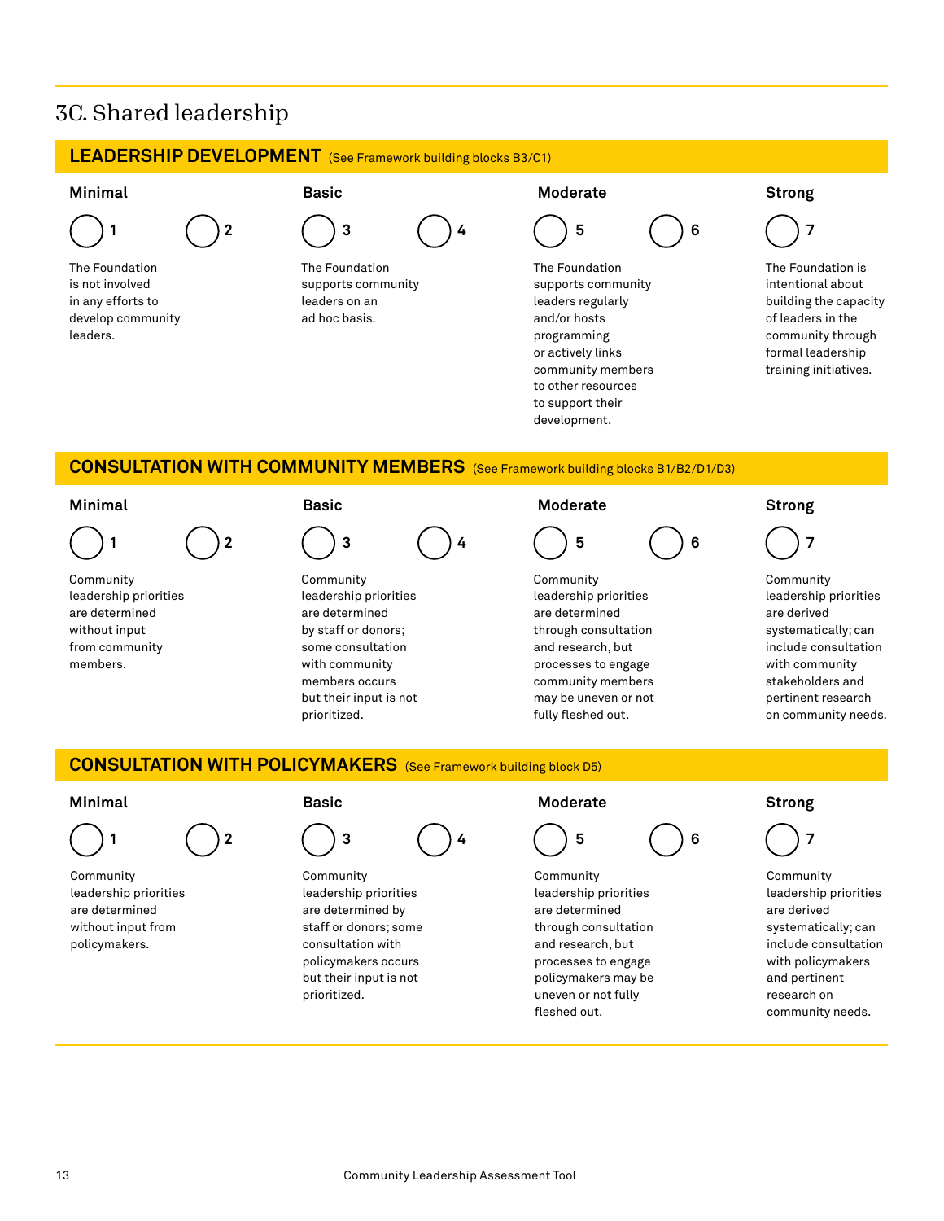# 3C. Shared leadership

## LEADERSHIP DEVELOPMENT (See Framework building blocks B3/C1)

| Minimal | | Basic | | Moderate | | Strong |
|---|---|---|---|---|---|---|
| ◯ 1 | ◯ 2 | ◯ 3 | ◯ 4 | ◯ 5 | ◯ 6 | ◯ 7 |
| The Foundation is not involved in any efforts to develop community leaders. | | The Foundation supports community leaders on an ad hoc basis. | | The Foundation supports community leaders regularly and/or hosts programming or actively links community members to other resources to support their development. | | The Foundation is intentional about building the capacity of leaders in the community through formal leadership training initiatives. |

## CONSULTATION WITH COMMUNITY MEMBERS (See Framework building blocks B1/B2/D1/D3)

| Minimal | | Basic | | Moderate | | Strong |
|---|---|---|---|---|---|---|
| ◯ 1 | ◯ 2 | ◯ 3 | ◯ 4 | ◯ 5 | ◯ 6 | ◯ 7 |
| Community leadership priorities are determined without input from community members. | | Community leadership priorities are determined by staff or donors; some consultation with community members occurs but their input is not prioritized. | | Community leadership priorities are determined through consultation and research, but processes to engage community members may be uneven or not fully fleshed out. | | Community leadership priorities are derived systematically; can include consultation with community stakeholders and pertinent research on community needs. |

## CONSULTATION WITH POLICYMAKERS (See Framework building block D5)

| Minimal | | Basic | | Moderate | | Strong |
|---|---|---|---|---|---|---|
| ◯ 1 | ◯ 2 | ◯ 3 | ◯ 4 | ◯ 5 | ◯ 6 | ◯ 7 |
| Community leadership priorities are determined without input from policymakers. | | Community leadership priorities are determined by staff or donors; some consultation with policymakers occurs but their input is not prioritized. | | Community leadership priorities are determined through consultation and research, but processes to engage policymakers may be uneven or not fully fleshed out. | | Community leadership priorities are derived systematically; can include consultation with policymakers and pertinent research on community needs. |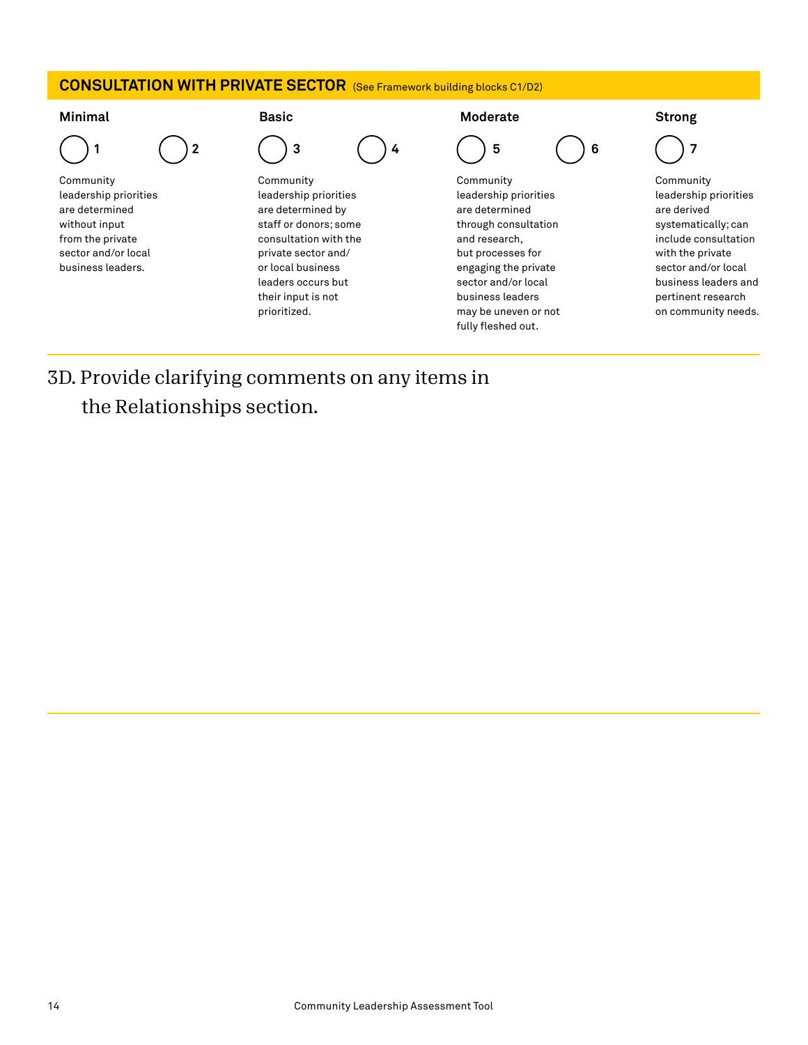## CONSULTATION WITH PRIVATE SECTOR (See Framework building blocks C1/D2)

| Minimal | | Basic | | Moderate | | Strong |
|---|---|---|---|---|---|---|
| ◯ 1 | ◯ 2 | ◯ 3 | ◯ 4 | ◯ 5 | ◯ 6 | ◯ 7 |
| Community leadership priorities are determined without input from the private sector and/or local business leaders. | | Community leadership priorities are determined by staff or donors; some consultation with the private sector and/or local business leaders occurs but their input is not prioritized. | | Community leadership priorities are determined through consultation and research, but processes for engaging the private sector and/or local business leaders may be uneven or not fully fleshed out. | | Community leadership priorities are derived systematically; can include consultation with the private sector and/or local business leaders and pertinent research on community needs. |

## 3D. Provide clarifying comments on any items in the Relationships section.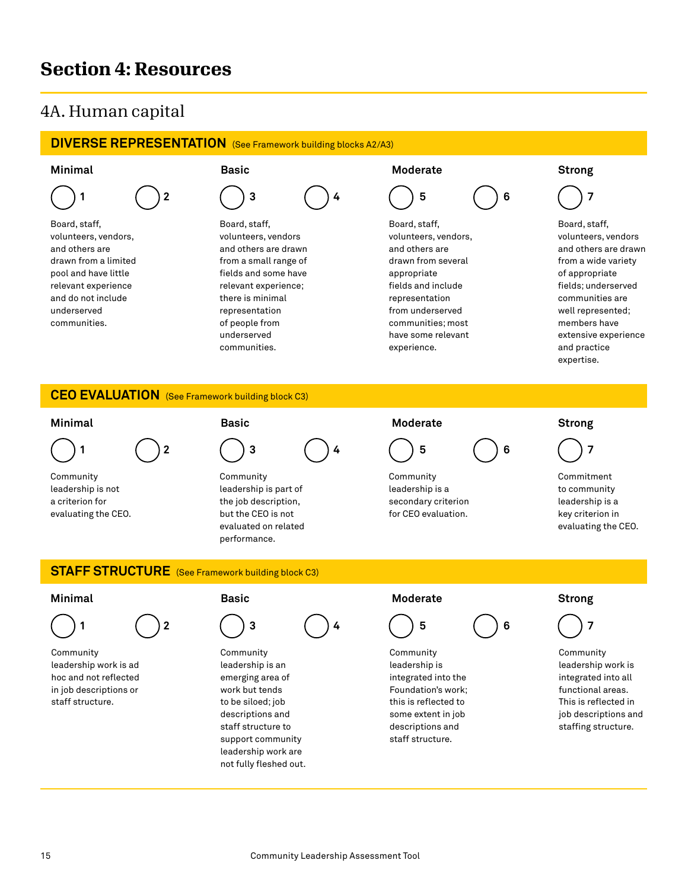# Section 4: Resources

## 4A. Human capital

### DIVERSE REPRESENTATION (See Framework building blocks A2/A3)

| Minimal | Basic | Moderate | Strong |
|---|---|---|---|
| ◯ 1 ◯ 2 | ◯ 3 ◯ 4 | ◯ 5 ◯ 6 | ◯ 7 |
| Board, staff, volunteers, vendors, and others are drawn from a limited pool and have little relevant experience and do not include underserved communities. | Board, staff, volunteers, vendors and others are drawn from a small range of fields and some have relevant experience; there is minimal representation of people from underserved communities. | Board, staff, volunteers, vendors, and others are drawn from several appropriate fields and include representation from underserved communities; most have some relevant experience. | Board, staff, volunteers, vendors and others are drawn from a wide variety of appropriate fields; underserved communities are well represented; members have extensive experience and practice expertise. |

### CEO EVALUATION (See Framework building block C3)

| Minimal | Basic | Moderate | Strong |
|---|---|---|---|
| ◯ 1 ◯ 2 | ◯ 3 ◯ 4 | ◯ 5 ◯ 6 | ◯ 7 |
| Community leadership is not a criterion for evaluating the CEO. | Community leadership is part of the job description, but the CEO is not evaluated on related performance. | Community leadership is a secondary criterion for CEO evaluation. | Commitment to community leadership is a key criterion in evaluating the CEO. |

### STAFF STRUCTURE (See Framework building block C3)

| Minimal | Basic | Moderate | Strong |
|---|---|---|---|
| ◯ 1 ◯ 2 | ◯ 3 ◯ 4 | ◯ 5 ◯ 6 | ◯ 7 |
| Community leadership work is ad hoc and not reflected in job descriptions or staff structure. | Community leadership is an emerging area of work but tends to be siloed; job descriptions and staff structure to support community leadership work are not fully fleshed out. | Community leadership is integrated into the Foundation's work; this is reflected to some extent in job descriptions and staff structure. | Community leadership work is integrated into all functional areas. This is reflected in job descriptions and staffing structure. |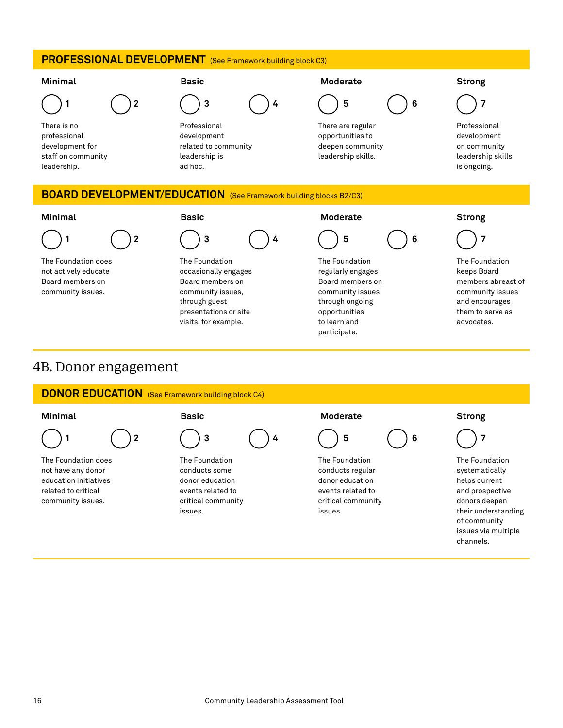### PROFESSIONAL DEVELOPMENT (See Framework building block C3)

| Minimal | | Basic | | Moderate | | Strong |
|---|---|---|---|---|---|---|
| ◯ 1 | ◯ 2 | ◯ 3 | ◯ 4 | ◯ 5 | ◯ 6 | ◯ 7 |
| There is no professional development for staff on community leadership. | | Professional development related to community leadership is ad hoc. | | There are regular opportunities to deepen community leadership skills. | | Professional development on community leadership skills is ongoing. |

### BOARD DEVELOPMENT/EDUCATION (See Framework building blocks B2/C3)

| Minimal | | Basic | | Moderate | | Strong |
|---|---|---|---|---|---|---|
| ◯ 1 | ◯ 2 | ◯ 3 | ◯ 4 | ◯ 5 | ◯ 6 | ◯ 7 |
| The Foundation does not actively educate Board members on community issues. | | The Foundation occasionally engages Board members on community issues, through guest presentations or site visits, for example. | | The Foundation regularly engages Board members on community issues through ongoing opportunities to learn and participate. | | The Foundation keeps Board members abreast of community issues and encourages them to serve as advocates. |

## 4B. Donor engagement

### DONOR EDUCATION (See Framework building block C4)

| Minimal | | Basic | | Moderate | | Strong |
|---|---|---|---|---|---|---|
| ◯ 1 | ◯ 2 | ◯ 3 | ◯ 4 | ◯ 5 | ◯ 6 | ◯ 7 |
| The Foundation does not have any donor education initiatives related to critical community issues. | | The Foundation conducts some donor education events related to critical community issues. | | The Foundation conducts regular donor education events related to critical community issues. | | The Foundation systematically helps current and prospective donors deepen their understanding of community issues via multiple channels. |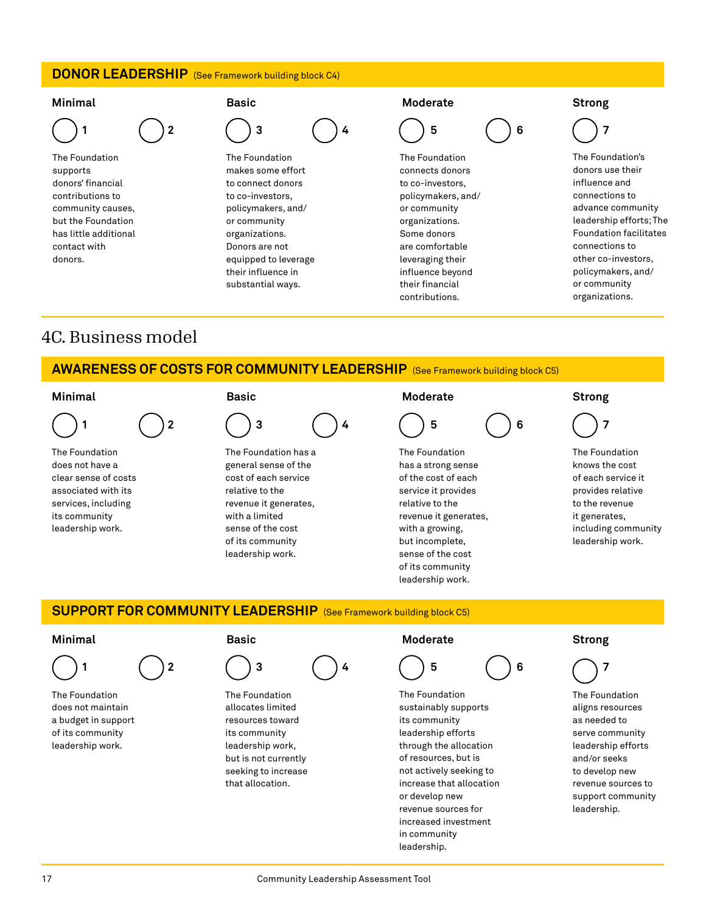### DONOR LEADERSHIP (See Framework building block C4)

| Minimal | | Basic | | Moderate | | Strong |
|---|---|---|---|---|---|---|
| ○ 1 | ○ 2 | ○ 3 | ○ 4 | ○ 5 | ○ 6 | ○ 7 |
| The Foundation supports donors' financial contributions to community causes, but the Foundation has little additional contact with donors. | | The Foundation makes some effort to connect donors to co-investors, policymakers, and/or community organizations. Donors are not equipped to leverage their influence in substantial ways. | | The Foundation connects donors to co-investors, policymakers, and/or community organizations. Some donors are comfortable leveraging their influence beyond their financial contributions. | | The Foundation's donors use their influence and connections to advance community leadership efforts; The Foundation facilitates connections to other co-investors, policymakers, and/or community organizations. |

## 4C. Business model

### AWARENESS OF COSTS FOR COMMUNITY LEADERSHIP (See Framework building block C5)

| Minimal | | Basic | | Moderate | | Strong |
|---|---|---|---|---|---|---|
| ○ 1 | ○ 2 | ○ 3 | ○ 4 | ○ 5 | ○ 6 | ○ 7 |
| The Foundation does not have a clear sense of costs associated with its services, including its community leadership work. | | The Foundation has a general sense of the cost of each service relative to the revenue it generates, with a limited sense of the cost of its community leadership work. | | The Foundation has a strong sense of the cost of each service it provides relative to the revenue it generates, with a growing, but incomplete, sense of the cost of its community leadership work. | | The Foundation knows the cost of each service it provides relative to the revenue it generates, including community leadership work. |

### SUPPORT FOR COMMUNITY LEADERSHIP (See Framework building block C5)

| Minimal | | Basic | | Moderate | | Strong |
|---|---|---|---|---|---|---|
| ○ 1 | ○ 2 | ○ 3 | ○ 4 | ○ 5 | ○ 6 | ○ 7 |
| The Foundation does not maintain a budget in support of its community leadership work. | | The Foundation allocates limited resources toward its community leadership work, but is not currently seeking to increase that allocation. | | The Foundation sustainably supports its community leadership efforts through the allocation of resources, but is not actively seeking to increase that allocation or develop new revenue sources for increased investment in community leadership. | | The Foundation aligns resources as needed to serve community leadership efforts and/or seeks to develop new revenue sources to support community leadership. |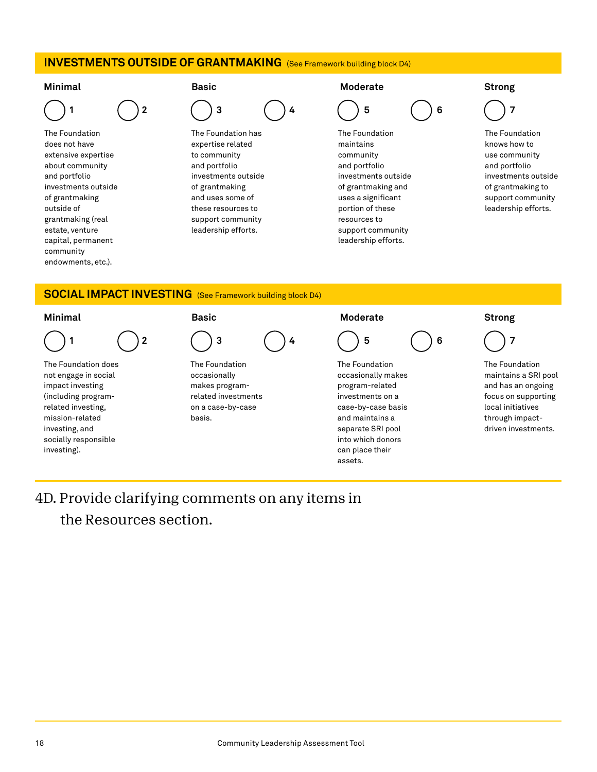## INVESTMENTS OUTSIDE OF GRANTMAKING (See Framework building block D4)

| Minimal | | Basic | | Moderate | | Strong |
|---|---|---|---|---|---|---|
| ◯ 1 | ◯ 2 | ◯ 3 | ◯ 4 | ◯ 5 | ◯ 6 | ◯ 7 |
| The Foundation does not have extensive expertise about community and portfolio investments outside of grantmaking outside of grantmaking (real estate, venture capital, permanent community endowments, etc.). | | The Foundation has expertise related to community and portfolio investments outside of grantmaking and uses some of these resources to support community leadership efforts. | | The Foundation maintains community and portfolio investments outside of grantmaking and uses a significant portion of these resources to support community leadership efforts. | | The Foundation knows how to use community and portfolio investments outside of grantmaking to support community leadership efforts. |

## SOCIAL IMPACT INVESTING (See Framework building block D4)

| Minimal | | Basic | | Moderate | | Strong |
|---|---|---|---|---|---|---|
| ◯ 1 | ◯ 2 | ◯ 3 | ◯ 4 | ◯ 5 | ◯ 6 | ◯ 7 |
| The Foundation does not engage in social impact investing (including program-related investing, mission-related investing, and socially responsible investing). | | The Foundation occasionally makes program-related investments on a case-by-case basis. | | The Foundation occasionally makes program-related investments on a case-by-case basis and maintains a separate SRI pool into which donors can place their assets. | | The Foundation maintains a SRI pool and has an ongoing focus on supporting local initiatives through impact-driven investments. |

## 4D. Provide clarifying comments on any items in the Resources section.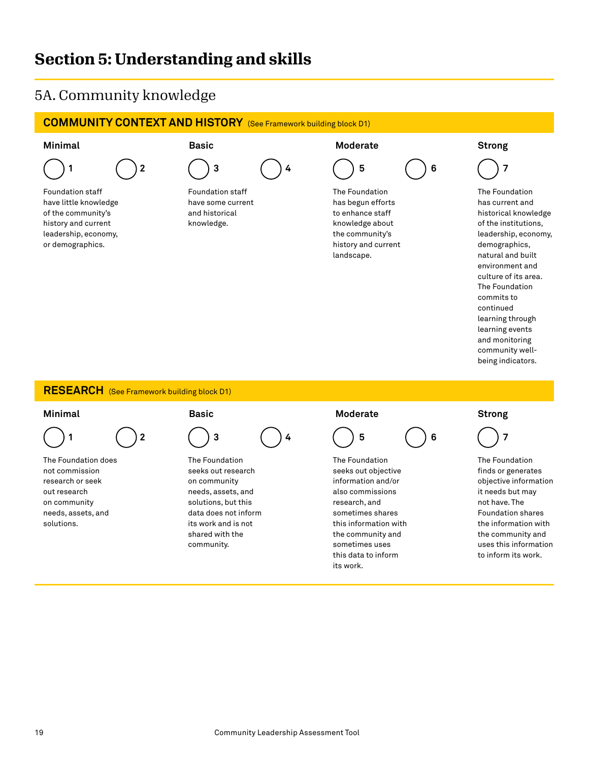# Section 5: Understanding and skills

## 5A. Community knowledge

### COMMUNITY CONTEXT AND HISTORY (See Framework building block D1)

| Minimal | | Basic | | Moderate | | Strong |
|---|---|---|---|---|---|---|
| ◯ 1 | ◯ 2 | ◯ 3 | ◯ 4 | ◯ 5 | ◯ 6 | ◯ 7 |
| Foundation staff have little knowledge of the community's history and current leadership, economy, or demographics. | | Foundation staff have some current and historical knowledge. | | The Foundation has begun efforts to enhance staff knowledge about the community's history and current landscape. | | The Foundation has current and historical knowledge of the institutions, leadership, economy, demographics, natural and built environment and culture of its area. The Foundation commits to continued learning through learning events and monitoring community well-being indicators. |

### RESEARCH (See Framework building block D1)

| Minimal | | Basic | | Moderate | | Strong |
|---|---|---|---|---|---|---|
| ◯ 1 | ◯ 2 | ◯ 3 | ◯ 4 | ◯ 5 | ◯ 6 | ◯ 7 |
| The Foundation does not commission research or seek out research on community needs, assets, and solutions. | | The Foundation seeks out research on community needs, assets, and solutions, but this data does not inform its work and is not shared with the community. | | The Foundation seeks out objective information and/or also commissions research, and sometimes shares this information with the community and sometimes uses this data to inform its work. | | The Foundation finds or generates objective information it needs but may not have. The Foundation shares the information with the community and uses this information to inform its work. |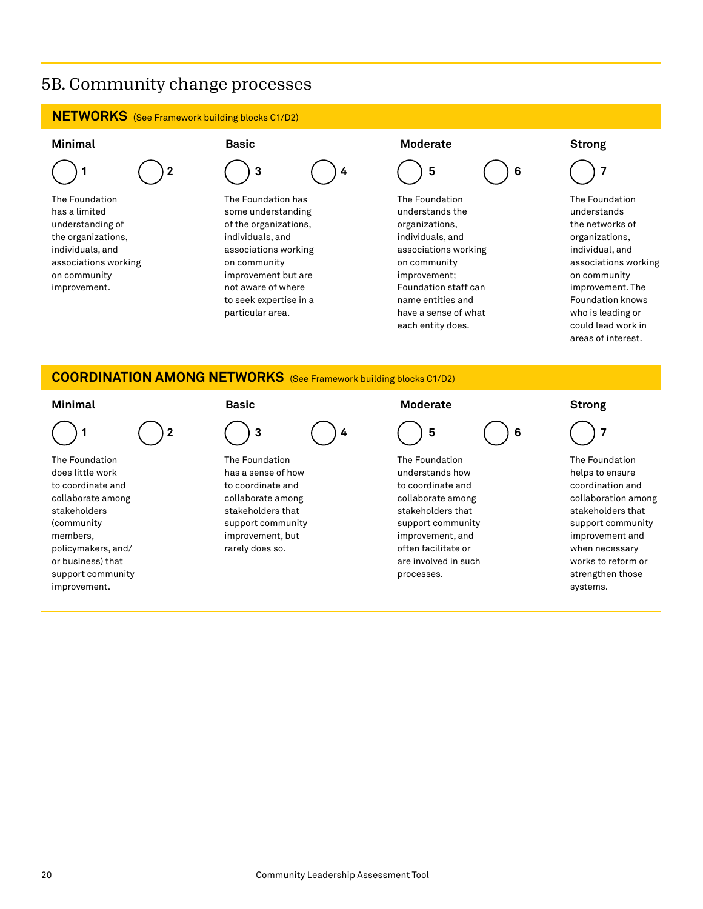## 5B. Community change processes

### NETWORKS (See Framework building blocks C1/D2)

| Minimal | | Basic | | Moderate | | Strong |
|---|---|---|---|---|---|---|
| ◯ 1 | ◯ 2 | ◯ 3 | ◯ 4 | ◯ 5 | ◯ 6 | ◯ 7 |
| The Foundation has a limited understanding of the organizations, individuals, and associations working on community improvement. | | The Foundation has some understanding of the organizations, individuals, and associations working on community improvement but are not aware of where to seek expertise in a particular area. | | The Foundation understands the organizations, individuals, and associations working on community improvement; Foundation staff can name entities and have a sense of what each entity does. | | The Foundation understands the networks of organizations, individual, and associations working on community improvement. The Foundation knows who is leading or could lead work in areas of interest. |

### COORDINATION AMONG NETWORKS (See Framework building blocks C1/D2)

| Minimal | | Basic | | Moderate | | Strong |
|---|---|---|---|---|---|---|
| ◯ 1 | ◯ 2 | ◯ 3 | ◯ 4 | ◯ 5 | ◯ 6 | ◯ 7 |
| The Foundation does little work to coordinate and collaborate among stakeholders (community members, policymakers, and/or business) that support community improvement. | | The Foundation has a sense of how to coordinate and collaborate among stakeholders that support community improvement, but rarely does so. | | The Foundation understands how to coordinate and collaborate among stakeholders that support community improvement, and often facilitate or are involved in such processes. | | The Foundation helps to ensure coordination and collaboration among stakeholders that support community improvement and when necessary works to reform or strengthen those systems. |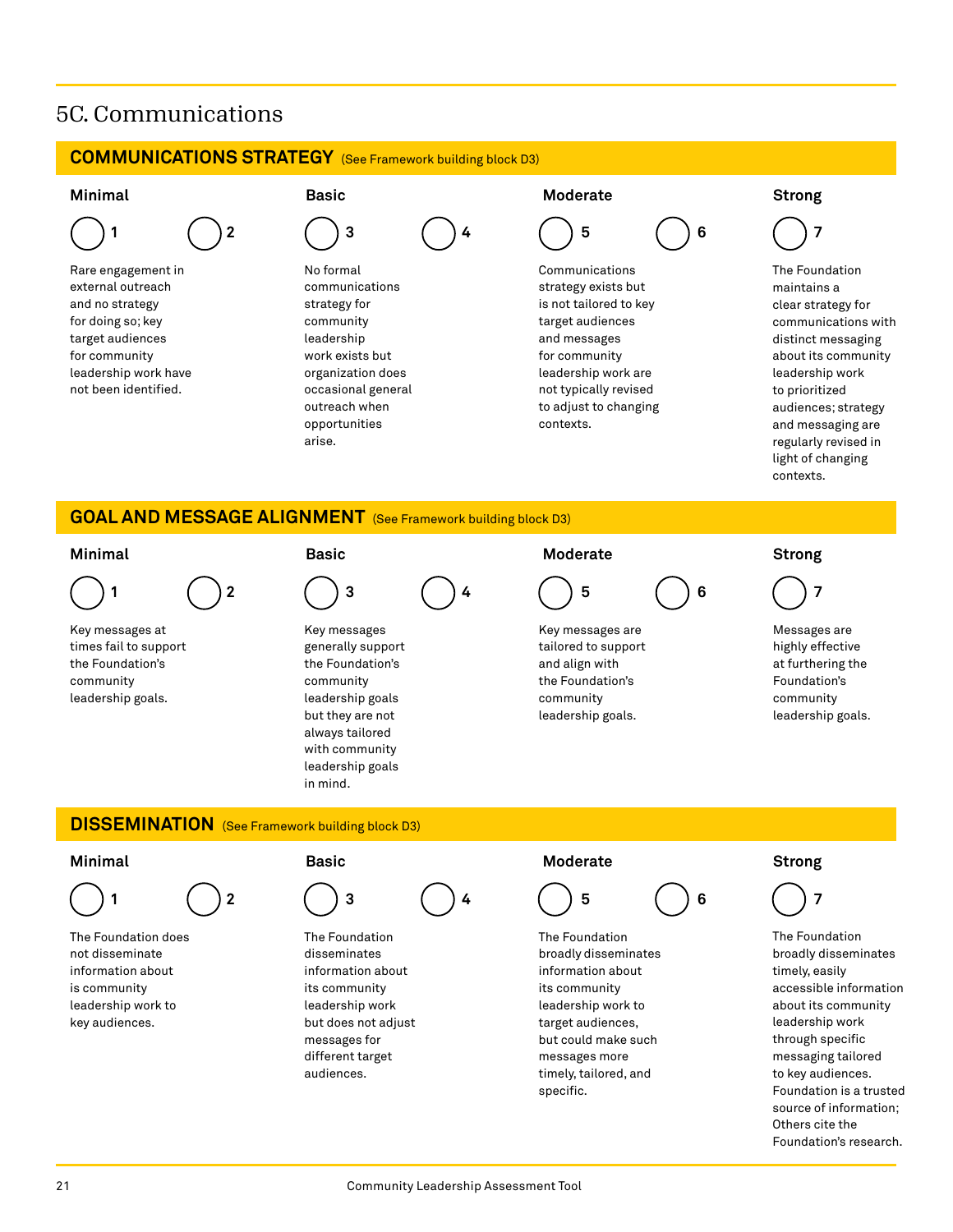## 5C. Communications

### COMMUNICATIONS STRATEGY (See Framework building block D3)

| Minimal | | Basic | | Moderate | | Strong |
|---|---|---|---|---|---|---|
| ◯ 1 | ◯ 2 | ◯ 3 | ◯ 4 | ◯ 5 | ◯ 6 | ◯ 7 |
| Rare engagement in external outreach and no strategy for doing so; key target audiences for community leadership work have not been identified. | | No formal communications strategy for community leadership work exists but organization does occasional general outreach when opportunities arise. | | Communications strategy exists but is not tailored to key target audiences and messages for community leadership work are not typically revised to adjust to changing contexts. | | The Foundation maintains a clear strategy for communications with distinct messaging about its community leadership work to prioritized audiences; strategy and messaging are regularly revised in light of changing contexts. |

### GOAL AND MESSAGE ALIGNMENT (See Framework building block D3)

| Minimal | | Basic | | Moderate | | Strong |
|---|---|---|---|---|---|---|
| ◯ 1 | ◯ 2 | ◯ 3 | ◯ 4 | ◯ 5 | ◯ 6 | ◯ 7 |
| Key messages at times fail to support the Foundation's community leadership goals. | | Key messages generally support the Foundation's community leadership goals but they are not always tailored with community leadership goals in mind. | | Key messages are tailored to support and align with the Foundation's community leadership goals. | | Messages are highly effective at furthering the Foundation's community leadership goals. |

### DISSEMINATION (See Framework building block D3)

| Minimal | | Basic | | Moderate | | Strong |
|---|---|---|---|---|---|---|
| ◯ 1 | ◯ 2 | ◯ 3 | ◯ 4 | ◯ 5 | ◯ 6 | ◯ 7 |
| The Foundation does not disseminate information about is community leadership work to key audiences. | | The Foundation disseminates information about its community leadership work but does not adjust messages for different target audiences. | | The Foundation broadly disseminates information about its community leadership work to target audiences, but could make such messages more timely, tailored, and specific. | | The Foundation broadly disseminates timely, easily accessible information about its community leadership work through specific messaging tailored to key audiences. Foundation is a trusted source of information; Others cite the Foundation's research. |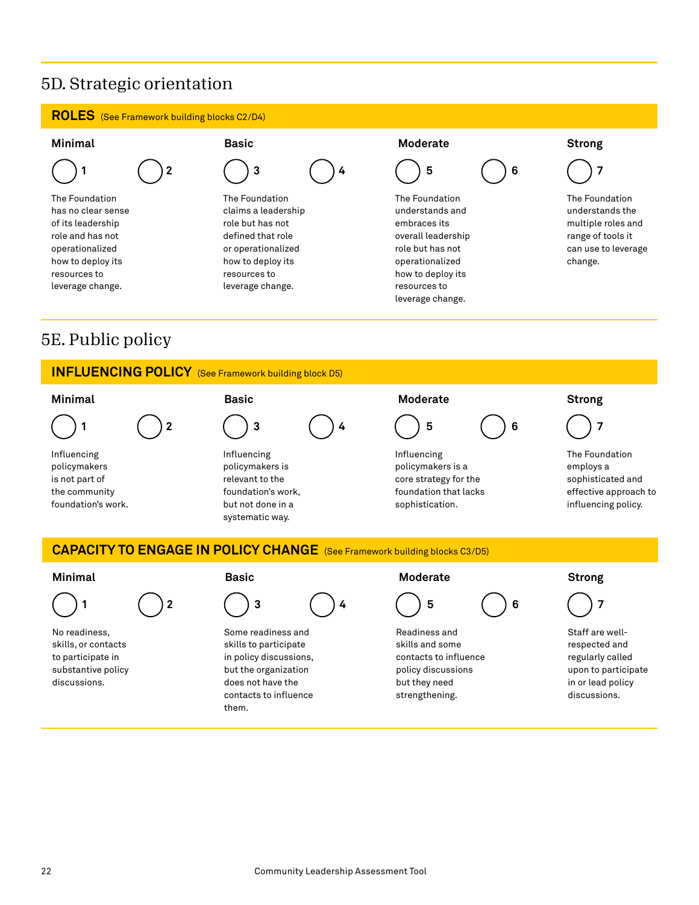## 5D. Strategic orientation

### ROLES (See Framework building blocks C2/D4)

| Minimal | | Basic | | Moderate | | Strong |
|---|---|---|---|---|---|---|
| 1 | 2 | 3 | 4 | 5 | 6 | 7 |
| The Foundation has no clear sense of its leadership role and has not operationalized how to deploy its resources to leverage change. | | The Foundation claims a leadership role but has not defined that role or operationalized how to deploy its resources to leverage change. | | The Foundation understands and embraces its overall leadership role but has not operationalized how to deploy its resources to leverage change. | | The Foundation understands the multiple roles and range of tools it can use to leverage change. |

## 5E. Public policy

### INFLUENCING POLICY (See Framework building block D5)

| Minimal | | Basic | | Moderate | | Strong |
|---|---|---|---|---|---|---|
| 1 | 2 | 3 | 4 | 5 | 6 | 7 |
| Influencing policymakers is not part of the community foundation's work. | | Influencing policymakers is relevant to the foundation's work, but not done in a systematic way. | | Influencing policymakers is a core strategy for the foundation that lacks sophistication. | | The Foundation employs a sophisticated and effective approach to influencing policy. |

### CAPACITY TO ENGAGE IN POLICY CHANGE (See Framework building blocks C3/D5)

| Minimal | | Basic | | Moderate | | Strong |
|---|---|---|---|---|---|---|
| 1 | 2 | 3 | 4 | 5 | 6 | 7 |
| No readiness, skills, or contacts to participate in substantive policy discussions. | | Some readiness and skills to participate in policy discussions, but the organization does not have the contacts to influence them. | | Readiness and skills and some contacts to influence policy discussions but they need strengthening. | | Staff are well-respected and regularly called upon to participate in or lead policy discussions. |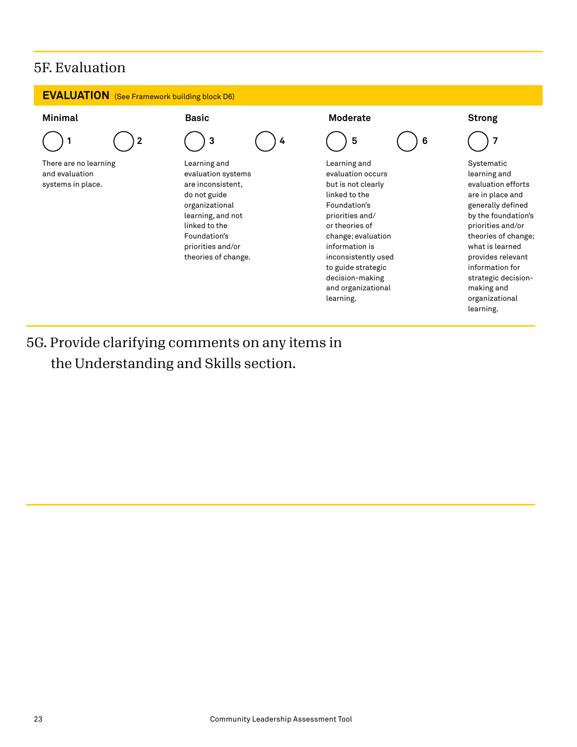## 5F. Evaluation

**EVALUATION** (See Framework building block D6)

| Minimal | | Basic | | Moderate | | Strong |
|---|---|---|---|---|---|---|
| ◯ 1 | ◯ 2 | ◯ 3 | ◯ 4 | ◯ 5 | ◯ 6 | ◯ 7 |
| There are no learning and evaluation systems in place. | | Learning and evaluation systems are inconsistent, do not guide organizational learning, and not linked to the Foundation's priorities and/or theories of change. | | Learning and evaluation occurs but is not clearly linked to the Foundation's priorities and/ or theories of change; evaluation information is inconsistently used to guide strategic decision-making and organizational learning. | | Systematic learning and evaluation efforts are in place and generally defined by the foundation's priorities and/or theories of change; what is learned provides relevant information for strategic decision-making and organizational learning. |

## 5G. Provide clarifying comments on any items in the Understanding and Skills section.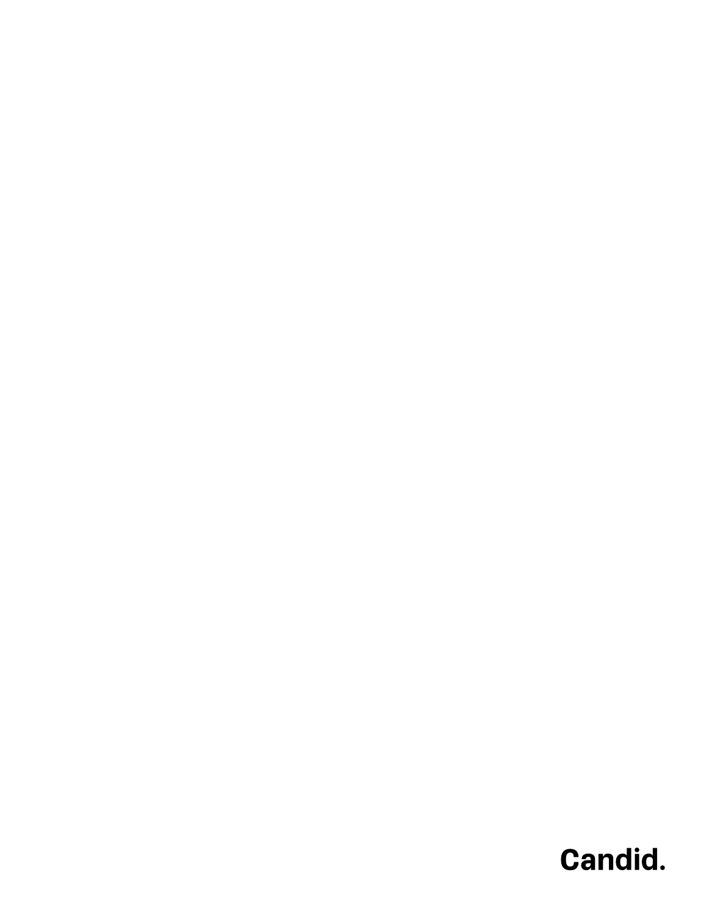Candid.